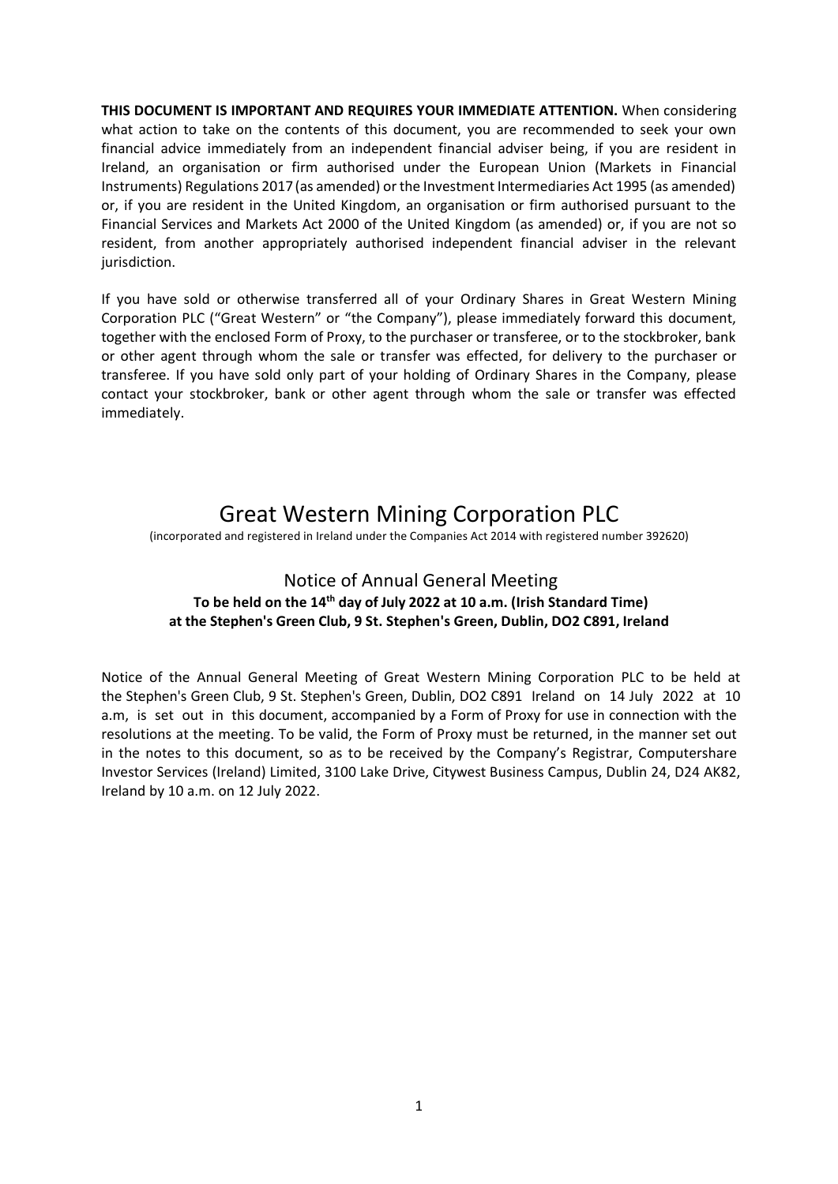**THIS DOCUMENT IS IMPORTANT AND REQUIRES YOUR IMMEDIATE ATTENTION.** When considering what action to take on the contents of this document, you are recommended to seek your own financial advice immediately from an independent financial adviser being, if you are resident in Ireland, an organisation or firm authorised under the European Union (Markets in Financial Instruments) Regulations 2017 (as amended) or the Investment Intermediaries Act 1995 (as amended) or, if you are resident in the United Kingdom, an organisation or firm authorised pursuant to the Financial Services and Markets Act 2000 of the United Kingdom (as amended) or, if you are not so resident, from another appropriately authorised independent financial adviser in the relevant jurisdiction.

If you have sold or otherwise transferred all of your Ordinary Shares in Great Western Mining Corporation PLC ("Great Western" or "the Company"), please immediately forward this document, together with the enclosed Form of Proxy, to the purchaser or transferee, or to the stockbroker, bank or other agent through whom the sale or transfer was effected, for delivery to the purchaser or transferee. If you have sold only part of your holding of Ordinary Shares in the Company, please contact your stockbroker, bank or other agent through whom the sale or transfer was effected immediately.

# Great Western Mining Corporation PLC

(incorporated and registered in Ireland under the Companies Act 2014 with registered number 392620)

## Notice of Annual General Meeting

**To be held on the 14th day of July 2022 at 10 a.m. (Irish Standard Time) at the Stephen's Green Club, 9 St. Stephen's Green, Dublin, DO2 C891, Ireland**

Notice of the Annual General Meeting of Great Western Mining Corporation PLC to be held at the Stephen's Green Club, 9 St. Stephen's Green, Dublin, DO2 C891 Ireland on 14 July 2022 at 10 a.m, is set out in this document, accompanied by a Form of Proxy for use in connection with the resolutions at the meeting. To be valid, the Form of Proxy must be returned, in the manner set out in the notes to this document, so as to be received by the Company's Registrar, Computershare Investor Services (Ireland) Limited, 3100 Lake Drive, Citywest Business Campus, Dublin 24, D24 AK82, Ireland by 10 a.m. on 12 July 2022.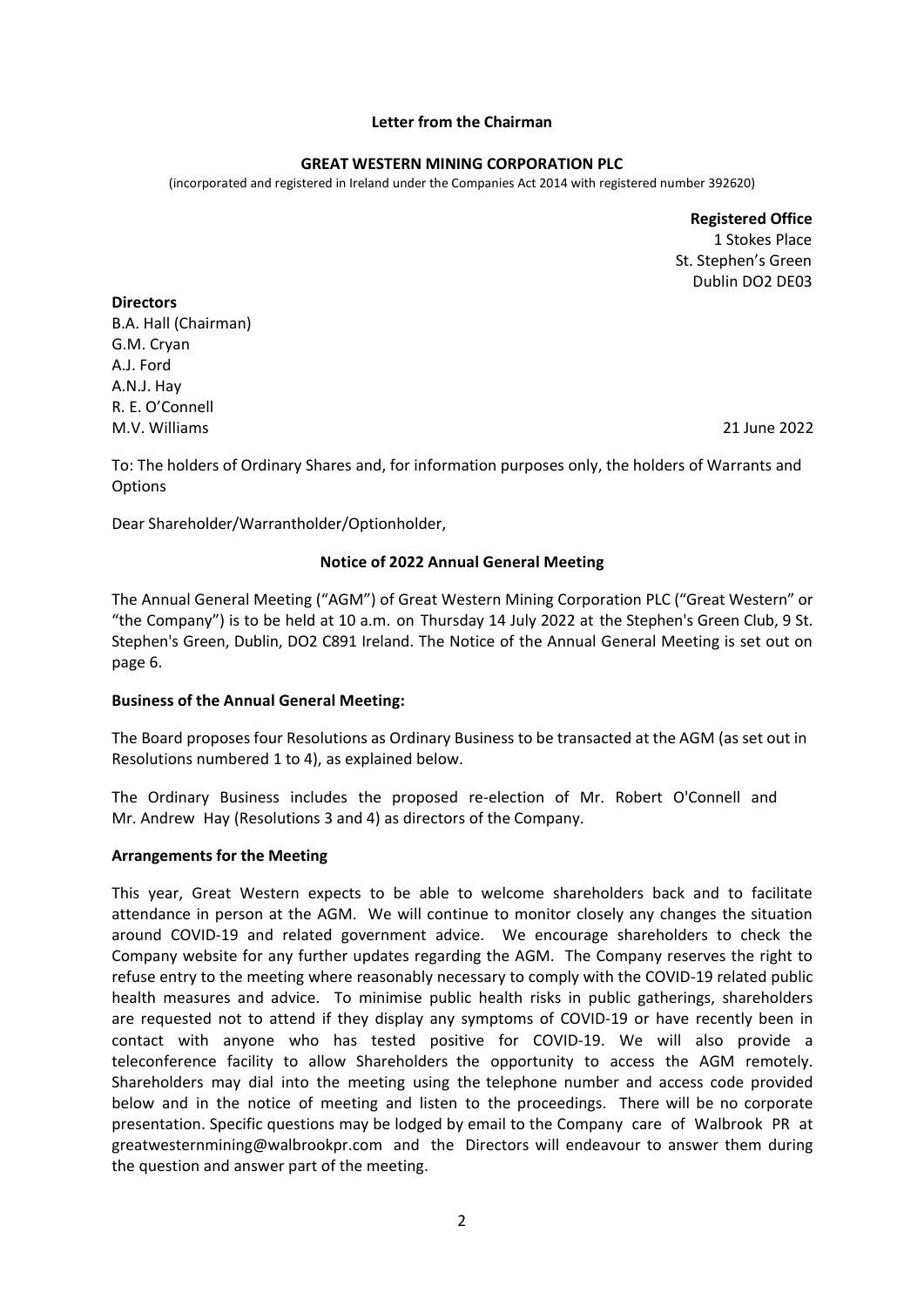**Letter from the Chairman**

**GREAT WESTERN MINING CORPORATION PLC**

(incorporated and registered in Ireland under the Companies Act 2014 with registered number 392620)

**Registered Office**
1 Stokes Place
St. Stephen's Green
Dublin DO2 DE03

**Directors**
B.A. Hall (Chairman)
G.M. Cryan
A.J. Ford
A.N.J. Hay
R. E. O'Connell
M.V. Williams

21 June 2022

To: The holders of Ordinary Shares and, for information purposes only, the holders of Warrants and Options

Dear Shareholder/Warrantholder/Optionholder,

**Notice of 2022 Annual General Meeting**

The Annual General Meeting ("AGM") of Great Western Mining Corporation PLC ("Great Western" or "the Company") is to be held at 10 a.m. on Thursday 14 July 2022 at the Stephen's Green Club, 9 St. Stephen's Green, Dublin, DO2 C891 Ireland. The Notice of the Annual General Meeting is set out on page 6.

**Business of the Annual General Meeting:**

The Board proposes four Resolutions as Ordinary Business to be transacted at the AGM (as set out in Resolutions numbered 1 to 4), as explained below.

The Ordinary Business includes the proposed re-election of Mr. Robert O'Connell and Mr. Andrew Hay (Resolutions 3 and 4) as directors of the Company.

**Arrangements for the Meeting**

This year, Great Western expects to be able to welcome shareholders back and to facilitate attendance in person at the AGM. We will continue to monitor closely any changes the situation around COVID-19 and related government advice. We encourage shareholders to check the Company website for any further updates regarding the AGM. The Company reserves the right to refuse entry to the meeting where reasonably necessary to comply with the COVID-19 related public health measures and advice. To minimise public health risks in public gatherings, shareholders are requested not to attend if they display any symptoms of COVID-19 or have recently been in contact with anyone who has tested positive for COVID-19. We will also provide a teleconference facility to allow Shareholders the opportunity to access the AGM remotely. Shareholders may dial into the meeting using the telephone number and access code provided below and in the notice of meeting and listen to the proceedings. There will be no corporate presentation. Specific questions may be lodged by email to the Company care of Walbrook PR at greatwesternmining@walbrookpr.com and the Directors will endeavour to answer them during the question and answer part of the meeting.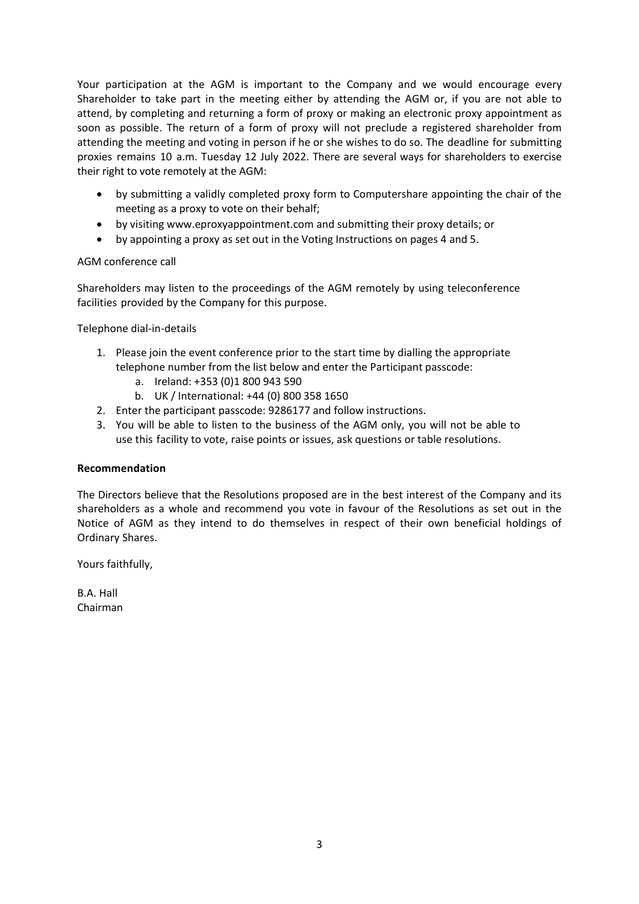Your participation at the AGM is important to the Company and we would encourage every Shareholder to take part in the meeting either by attending the AGM or, if you are not able to attend, by completing and returning a form of proxy or making an electronic proxy appointment as soon as possible. The return of a form of proxy will not preclude a registered shareholder from attending the meeting and voting in person if he or she wishes to do so. The deadline for submitting proxies remains 10 a.m. Tuesday 12 July 2022. There are several ways for shareholders to exercise their right to vote remotely at the AGM:

- by submitting a validly completed proxy form to Computershare appointing the chair of the meeting as a proxy to vote on their behalf;
- by visiting www.eproxyappointment.com and submitting their proxy details; or
- by appointing a proxy as set out in the Voting Instructions on pages 4 and 5.

AGM conference call

Shareholders may listen to the proceedings of the AGM remotely by using teleconference facilities provided by the Company for this purpose.

Telephone dial-in-details

1. Please join the event conference prior to the start time by dialling the appropriate telephone number from the list below and enter the Participant passcode:
    a. Ireland: +353 (0)1 800 943 590
    b. UK / International: +44 (0) 800 358 1650
2. Enter the participant passcode: 9286177 and follow instructions.
3. You will be able to listen to the business of the AGM only, you will not be able to use this facility to vote, raise points or issues, ask questions or table resolutions.

**Recommendation**

The Directors believe that the Resolutions proposed are in the best interest of the Company and its shareholders as a whole and recommend you vote in favour of the Resolutions as set out in the Notice of AGM as they intend to do themselves in respect of their own beneficial holdings of Ordinary Shares.

Yours faithfully,

B.A. Hall
Chairman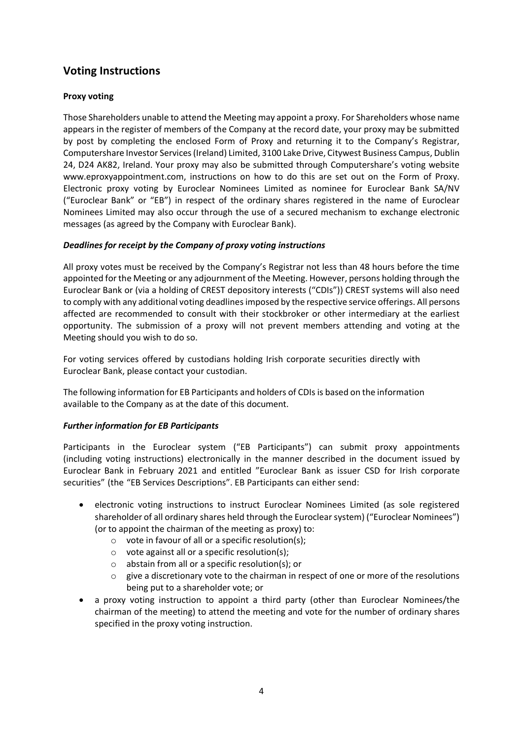## Voting Instructions

### Proxy voting

Those Shareholders unable to attend the Meeting may appoint a proxy. For Shareholders whose name appears in the register of members of the Company at the record date, your proxy may be submitted by post by completing the enclosed Form of Proxy and returning it to the Company's Registrar, Computershare Investor Services (Ireland) Limited, 3100 Lake Drive, Citywest Business Campus, Dublin 24, D24 AK82, Ireland. Your proxy may also be submitted through Computershare's voting website www.eproxyappointment.com, instructions on how to do this are set out on the Form of Proxy. Electronic proxy voting by Euroclear Nominees Limited as nominee for Euroclear Bank SA/NV ("Euroclear Bank" or "EB") in respect of the ordinary shares registered in the name of Euroclear Nominees Limited may also occur through the use of a secured mechanism to exchange electronic messages (as agreed by the Company with Euroclear Bank).

#### *Deadlines for receipt by the Company of proxy voting instructions*

All proxy votes must be received by the Company's Registrar not less than 48 hours before the time appointed for the Meeting or any adjournment of the Meeting. However, persons holding through the Euroclear Bank or (via a holding of CREST depository interests ("CDIs")) CREST systems will also need to comply with any additional voting deadlines imposed by the respective service offerings. All persons affected are recommended to consult with their stockbroker or other intermediary at the earliest opportunity. The submission of a proxy will not prevent members attending and voting at the Meeting should you wish to do so.

For voting services offered by custodians holding Irish corporate securities directly with Euroclear Bank, please contact your custodian.

The following information for EB Participants and holders of CDIs is based on the information available to the Company as at the date of this document.

#### *Further information for EB Participants*

Participants in the Euroclear system ("EB Participants") can submit proxy appointments (including voting instructions) electronically in the manner described in the document issued by Euroclear Bank in February 2021 and entitled "Euroclear Bank as issuer CSD for Irish corporate securities" (the "EB Services Descriptions". EB Participants can either send:

- electronic voting instructions to instruct Euroclear Nominees Limited (as sole registered shareholder of all ordinary shares held through the Euroclear system) ("Euroclear Nominees") (or to appoint the chairman of the meeting as proxy) to:
  - vote in favour of all or a specific resolution(s);
  - vote against all or a specific resolution(s);
  - abstain from all or a specific resolution(s); or
  - give a discretionary vote to the chairman in respect of one or more of the resolutions being put to a shareholder vote; or
- a proxy voting instruction to appoint a third party (other than Euroclear Nominees/the chairman of the meeting) to attend the meeting and vote for the number of ordinary shares specified in the proxy voting instruction.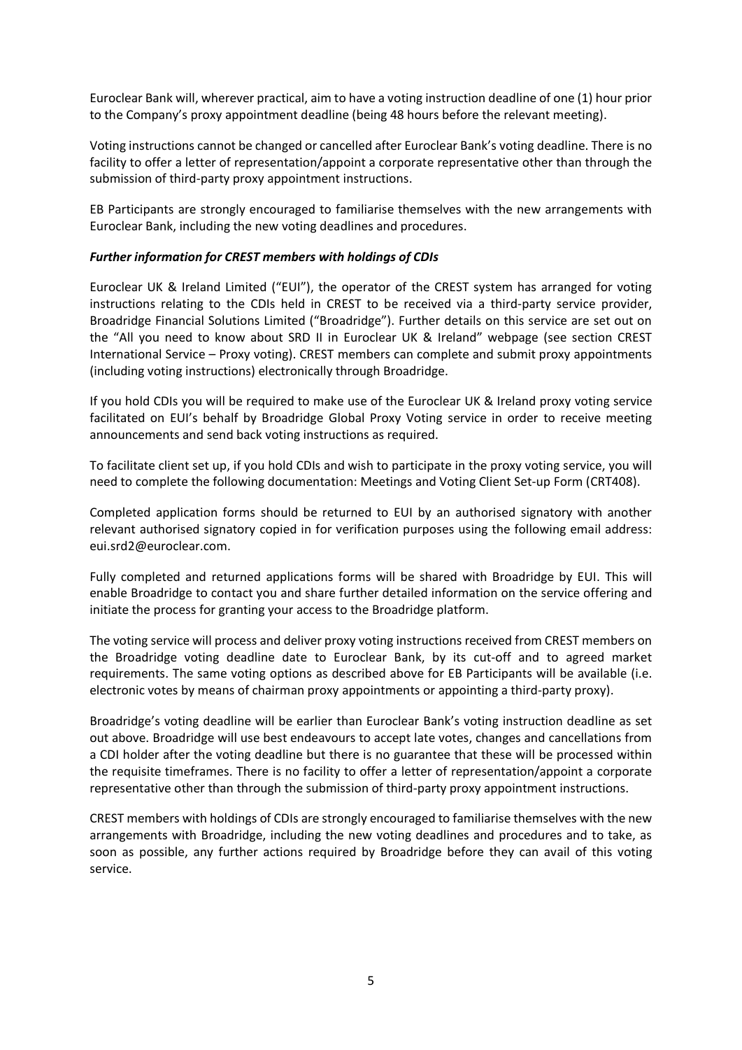Euroclear Bank will, wherever practical, aim to have a voting instruction deadline of one (1) hour prior to the Company's proxy appointment deadline (being 48 hours before the relevant meeting).

Voting instructions cannot be changed or cancelled after Euroclear Bank's voting deadline. There is no facility to offer a letter of representation/appoint a corporate representative other than through the submission of third-party proxy appointment instructions.

EB Participants are strongly encouraged to familiarise themselves with the new arrangements with Euroclear Bank, including the new voting deadlines and procedures.

***Further information for CREST members with holdings of CDIs***

Euroclear UK & Ireland Limited ("EUI"), the operator of the CREST system has arranged for voting instructions relating to the CDIs held in CREST to be received via a third-party service provider, Broadridge Financial Solutions Limited ("Broadridge"). Further details on this service are set out on the "All you need to know about SRD II in Euroclear UK & Ireland" webpage (see section CREST International Service – Proxy voting). CREST members can complete and submit proxy appointments (including voting instructions) electronically through Broadridge.

If you hold CDIs you will be required to make use of the Euroclear UK & Ireland proxy voting service facilitated on EUI's behalf by Broadridge Global Proxy Voting service in order to receive meeting announcements and send back voting instructions as required.

To facilitate client set up, if you hold CDIs and wish to participate in the proxy voting service, you will need to complete the following documentation: Meetings and Voting Client Set-up Form (CRT408).

Completed application forms should be returned to EUI by an authorised signatory with another relevant authorised signatory copied in for verification purposes using the following email address: eui.srd2@euroclear.com.

Fully completed and returned applications forms will be shared with Broadridge by EUI. This will enable Broadridge to contact you and share further detailed information on the service offering and initiate the process for granting your access to the Broadridge platform.

The voting service will process and deliver proxy voting instructions received from CREST members on the Broadridge voting deadline date to Euroclear Bank, by its cut-off and to agreed market requirements. The same voting options as described above for EB Participants will be available (i.e. electronic votes by means of chairman proxy appointments or appointing a third-party proxy).

Broadridge's voting deadline will be earlier than Euroclear Bank's voting instruction deadline as set out above. Broadridge will use best endeavours to accept late votes, changes and cancellations from a CDI holder after the voting deadline but there is no guarantee that these will be processed within the requisite timeframes. There is no facility to offer a letter of representation/appoint a corporate representative other than through the submission of third-party proxy appointment instructions.

CREST members with holdings of CDIs are strongly encouraged to familiarise themselves with the new arrangements with Broadridge, including the new voting deadlines and procedures and to take, as soon as possible, any further actions required by Broadridge before they can avail of this voting service.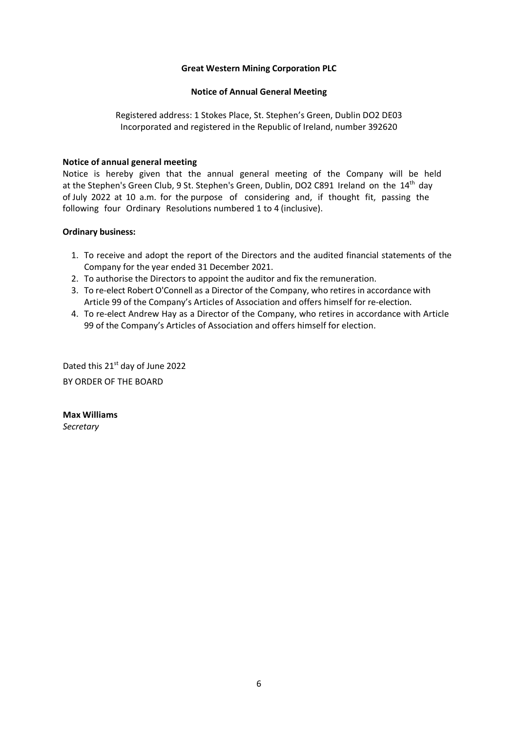**Great Western Mining Corporation PLC**

**Notice of Annual General Meeting**

Registered address: 1 Stokes Place, St. Stephen's Green, Dublin DO2 DE03
Incorporated and registered in the Republic of Ireland, number 392620

**Notice of annual general meeting**

Notice is hereby given that the annual general meeting of the Company will be held at the Stephen's Green Club, 9 St. Stephen's Green, Dublin, DO2 C891 Ireland on the 14th day of July 2022 at 10 a.m. for the purpose of considering and, if thought fit, passing the following four Ordinary Resolutions numbered 1 to 4 (inclusive).

**Ordinary business:**

1. To receive and adopt the report of the Directors and the audited financial statements of the Company for the year ended 31 December 2021.
2. To authorise the Directors to appoint the auditor and fix the remuneration.
3. To re-elect Robert O'Connell as a Director of the Company, who retires in accordance with Article 99 of the Company's Articles of Association and offers himself for re-election.
4. To re-elect Andrew Hay as a Director of the Company, who retires in accordance with Article 99 of the Company's Articles of Association and offers himself for election.

Dated this 21st day of June 2022

BY ORDER OF THE BOARD

**Max Williams**
*Secretary*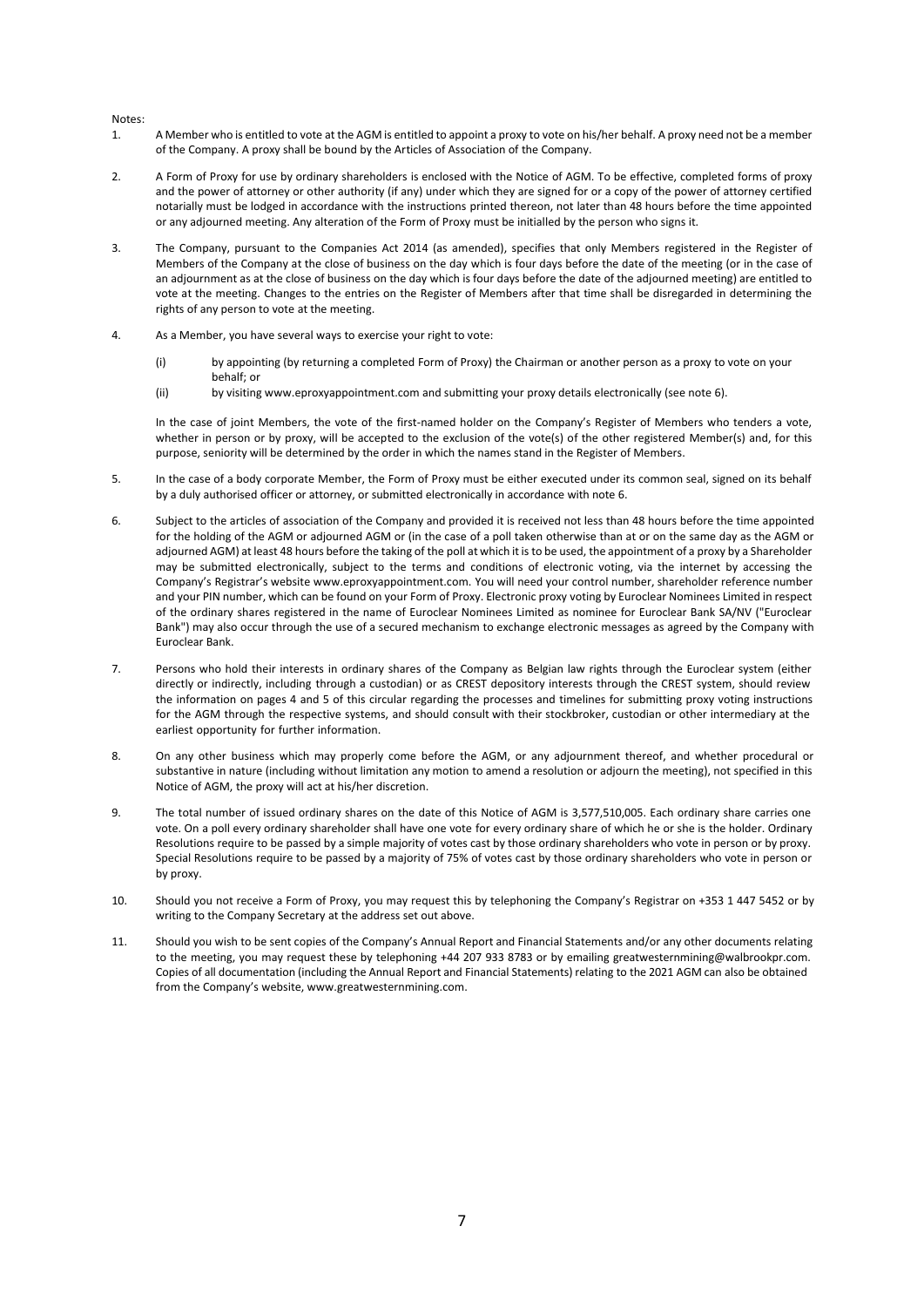Notes:

1. A Member who is entitled to vote at the AGM is entitled to appoint a proxy to vote on his/her behalf. A proxy need not be a member of the Company. A proxy shall be bound by the Articles of Association of the Company.

2. A Form of Proxy for use by ordinary shareholders is enclosed with the Notice of AGM. To be effective, completed forms of proxy and the power of attorney or other authority (if any) under which they are signed for or a copy of the power of attorney certified notarially must be lodged in accordance with the instructions printed thereon, not later than 48 hours before the time appointed or any adjourned meeting. Any alteration of the Form of Proxy must be initialled by the person who signs it.

3. The Company, pursuant to the Companies Act 2014 (as amended), specifies that only Members registered in the Register of Members of the Company at the close of business on the day which is four days before the date of the meeting (or in the case of an adjournment as at the close of business on the day which is four days before the date of the adjourned meeting) are entitled to vote at the meeting. Changes to the entries on the Register of Members after that time shall be disregarded in determining the rights of any person to vote at the meeting.

4. As a Member, you have several ways to exercise your right to vote:

   (i) by appointing (by returning a completed Form of Proxy) the Chairman or another person as a proxy to vote on your behalf; or

   (ii) by visiting www.eproxyappointment.com and submitting your proxy details electronically (see note 6).

   In the case of joint Members, the vote of the first-named holder on the Company's Register of Members who tenders a vote, whether in person or by proxy, will be accepted to the exclusion of the vote(s) of the other registered Member(s) and, for this purpose, seniority will be determined by the order in which the names stand in the Register of Members.

5. In the case of a body corporate Member, the Form of Proxy must be either executed under its common seal, signed on its behalf by a duly authorised officer or attorney, or submitted electronically in accordance with note 6.

6. Subject to the articles of association of the Company and provided it is received not less than 48 hours before the time appointed for the holding of the AGM or adjourned AGM or (in the case of a poll taken otherwise than at or on the same day as the AGM or adjourned AGM) at least 48 hours before the taking of the poll at which it is to be used, the appointment of a proxy by a Shareholder may be submitted electronically, subject to the terms and conditions of electronic voting, via the internet by accessing the Company's Registrar's website www.eproxyappointment.com. You will need your control number, shareholder reference number and your PIN number, which can be found on your Form of Proxy. Electronic proxy voting by Euroclear Nominees Limited in respect of the ordinary shares registered in the name of Euroclear Nominees Limited as nominee for Euroclear Bank SA/NV ("Euroclear Bank") may also occur through the use of a secured mechanism to exchange electronic messages as agreed by the Company with Euroclear Bank.

7. Persons who hold their interests in ordinary shares of the Company as Belgian law rights through the Euroclear system (either directly or indirectly, including through a custodian) or as CREST depository interests through the CREST system, should review the information on pages 4 and 5 of this circular regarding the processes and timelines for submitting proxy voting instructions for the AGM through the respective systems, and should consult with their stockbroker, custodian or other intermediary at the earliest opportunity for further information.

8. On any other business which may properly come before the AGM, or any adjournment thereof, and whether procedural or substantive in nature (including without limitation any motion to amend a resolution or adjourn the meeting), not specified in this Notice of AGM, the proxy will act at his/her discretion.

9. The total number of issued ordinary shares on the date of this Notice of AGM is 3,577,510,005. Each ordinary share carries one vote. On a poll every ordinary shareholder shall have one vote for every ordinary share of which he or she is the holder. Ordinary Resolutions require to be passed by a simple majority of votes cast by those ordinary shareholders who vote in person or by proxy. Special Resolutions require to be passed by a majority of 75% of votes cast by those ordinary shareholders who vote in person or by proxy.

10. Should you not receive a Form of Proxy, you may request this by telephoning the Company's Registrar on +353 1 447 5452 or by writing to the Company Secretary at the address set out above.

11. Should you wish to be sent copies of the Company's Annual Report and Financial Statements and/or any other documents relating to the meeting, you may request these by telephoning +44 207 933 8783 or by emailing greatwesternmining@walbrookpr.com. Copies of all documentation (including the Annual Report and Financial Statements) relating to the 2021 AGM can also be obtained from the Company's website, www.greatwesternmining.com.